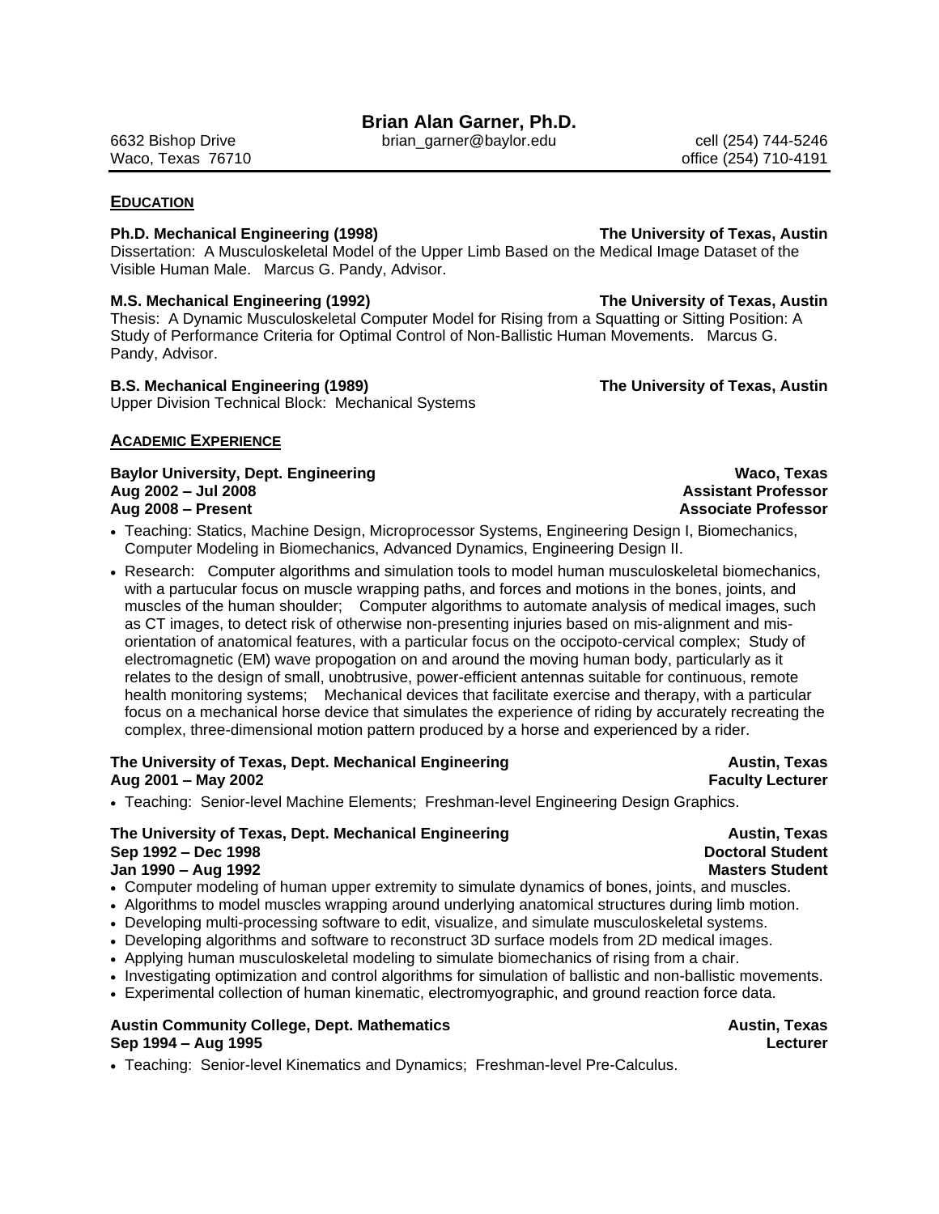# Brian Alan Garner, Ph.D.

6632 Bishop Drive
Waco, Texas 76710

brian_garner@baylor.edu

cell (254) 744-5246
office (254) 710-4191

## EDUCATION

**Ph.D. Mechanical Engineering (1998)** **The University of Texas, Austin**
Dissertation: A Musculoskeletal Model of the Upper Limb Based on the Medical Image Dataset of the Visible Human Male. Marcus G. Pandy, Advisor.

**M.S. Mechanical Engineering (1992)** **The University of Texas, Austin**
Thesis: A Dynamic Musculoskeletal Computer Model for Rising from a Squatting or Sitting Position: A Study of Performance Criteria for Optimal Control of Non-Ballistic Human Movements. Marcus G. Pandy, Advisor.

**B.S. Mechanical Engineering (1989)** **The University of Texas, Austin**
Upper Division Technical Block: Mechanical Systems

## ACADEMIC EXPERIENCE

**Baylor University, Dept. Engineering** **Waco, Texas**
**Aug 2002 – Jul 2008** **Assistant Professor**
**Aug 2008 – Present** **Associate Professor**

- Teaching: Statics, Machine Design, Microprocessor Systems, Engineering Design I, Biomechanics, Computer Modeling in Biomechanics, Advanced Dynamics, Engineering Design II.
- Research: Computer algorithms and simulation tools to model human musculoskeletal biomechanics, with a partucular focus on muscle wrapping paths, and forces and motions in the bones, joints, and muscles of the human shoulder; Computer algorithms to automate analysis of medical images, such as CT images, to detect risk of otherwise non-presenting injuries based on mis-alignment and mis-orientation of anatomical features, with a particular focus on the occipoto-cervical complex; Study of electromagnetic (EM) wave propogation on and around the moving human body, particularly as it relates to the design of small, unobtrusive, power-efficient antennas suitable for continuous, remote health monitoring systems; Mechanical devices that facilitate exercise and therapy, with a particular focus on a mechanical horse device that simulates the experience of riding by accurately recreating the complex, three-dimensional motion pattern produced by a horse and experienced by a rider.

**The University of Texas, Dept. Mechanical Engineering** **Austin, Texas**
**Aug 2001 – May 2002** **Faculty Lecturer**

- Teaching: Senior-level Machine Elements; Freshman-level Engineering Design Graphics.

**The University of Texas, Dept. Mechanical Engineering** **Austin, Texas**
**Sep 1992 – Dec 1998** **Doctoral Student**
**Jan 1990 – Aug 1992** **Masters Student**

- Computer modeling of human upper extremity to simulate dynamics of bones, joints, and muscles.
- Algorithms to model muscles wrapping around underlying anatomical structures during limb motion.
- Developing multi-processing software to edit, visualize, and simulate musculoskeletal systems.
- Developing algorithms and software to reconstruct 3D surface models from 2D medical images.
- Applying human musculoskeletal modeling to simulate biomechanics of rising from a chair.
- Investigating optimization and control algorithms for simulation of ballistic and non-ballistic movements.
- Experimental collection of human kinematic, electromyographic, and ground reaction force data.

**Austin Community College, Dept. Mathematics** **Austin, Texas**
**Sep 1994 – Aug 1995** **Lecturer**

- Teaching: Senior-level Kinematics and Dynamics; Freshman-level Pre-Calculus.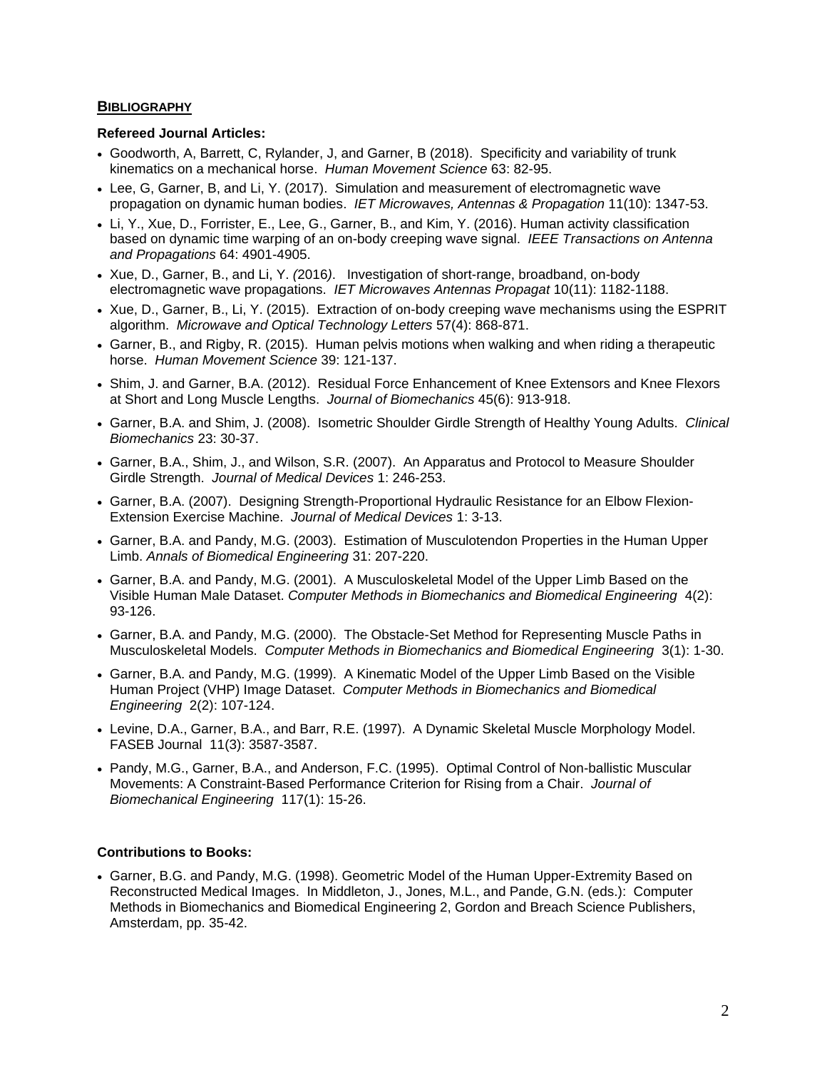## BIBLIOGRAPHY

### Refereed Journal Articles:

- Goodworth, A, Barrett, C, Rylander, J, and Garner, B (2018). Specificity and variability of trunk kinematics on a mechanical horse. *Human Movement Science* 63: 82-95.
- Lee, G, Garner, B, and Li, Y. (2017). Simulation and measurement of electromagnetic wave propagation on dynamic human bodies. *IET Microwaves, Antennas & Propagation* 11(10): 1347-53.
- Li, Y., Xue, D., Forrister, E., Lee, G., Garner, B., and Kim, Y. (2016). Human activity classification based on dynamic time warping of an on-body creeping wave signal. *IEEE Transactions on Antenna and Propagations* 64: 4901-4905.
- Xue, D., Garner, B., and Li, Y. *(*2016*)*. Investigation of short-range, broadband, on-body electromagnetic wave propagations. *IET Microwaves Antennas Propagat* 10(11): 1182-1188.
- Xue, D., Garner, B., Li, Y. (2015). Extraction of on-body creeping wave mechanisms using the ESPRIT algorithm. *Microwave and Optical Technology Letters* 57(4): 868-871.
- Garner, B., and Rigby, R. (2015). Human pelvis motions when walking and when riding a therapeutic horse. *Human Movement Science* 39: 121-137.
- Shim, J. and Garner, B.A. (2012). Residual Force Enhancement of Knee Extensors and Knee Flexors at Short and Long Muscle Lengths. *Journal of Biomechanics* 45(6): 913-918.
- Garner, B.A. and Shim, J. (2008). Isometric Shoulder Girdle Strength of Healthy Young Adults. *Clinical Biomechanics* 23: 30-37.
- Garner, B.A., Shim, J., and Wilson, S.R. (2007). An Apparatus and Protocol to Measure Shoulder Girdle Strength. *Journal of Medical Devices* 1: 246-253.
- Garner, B.A. (2007). Designing Strength-Proportional Hydraulic Resistance for an Elbow Flexion-Extension Exercise Machine. *Journal of Medical Devices* 1: 3-13.
- Garner, B.A. and Pandy, M.G. (2003). Estimation of Musculotendon Properties in the Human Upper Limb. *Annals of Biomedical Engineering* 31: 207-220.
- Garner, B.A. and Pandy, M.G. (2001). A Musculoskeletal Model of the Upper Limb Based on the Visible Human Male Dataset. *Computer Methods in Biomechanics and Biomedical Engineering* 4(2): 93-126.
- Garner, B.A. and Pandy, M.G. (2000). The Obstacle-Set Method for Representing Muscle Paths in Musculoskeletal Models. *Computer Methods in Biomechanics and Biomedical Engineering* 3(1): 1-30.
- Garner, B.A. and Pandy, M.G. (1999). A Kinematic Model of the Upper Limb Based on the Visible Human Project (VHP) Image Dataset. *Computer Methods in Biomechanics and Biomedical Engineering* 2(2): 107-124.
- Levine, D.A., Garner, B.A., and Barr, R.E. (1997). A Dynamic Skeletal Muscle Morphology Model. FASEB Journal 11(3): 3587-3587.
- Pandy, M.G., Garner, B.A., and Anderson, F.C. (1995). Optimal Control of Non-ballistic Muscular Movements: A Constraint-Based Performance Criterion for Rising from a Chair. *Journal of Biomechanical Engineering* 117(1): 15-26.

### Contributions to Books:

- Garner, B.G. and Pandy, M.G. (1998). Geometric Model of the Human Upper-Extremity Based on Reconstructed Medical Images. In Middleton, J., Jones, M.L., and Pande, G.N. (eds.): Computer Methods in Biomechanics and Biomedical Engineering 2, Gordon and Breach Science Publishers, Amsterdam, pp. 35-42.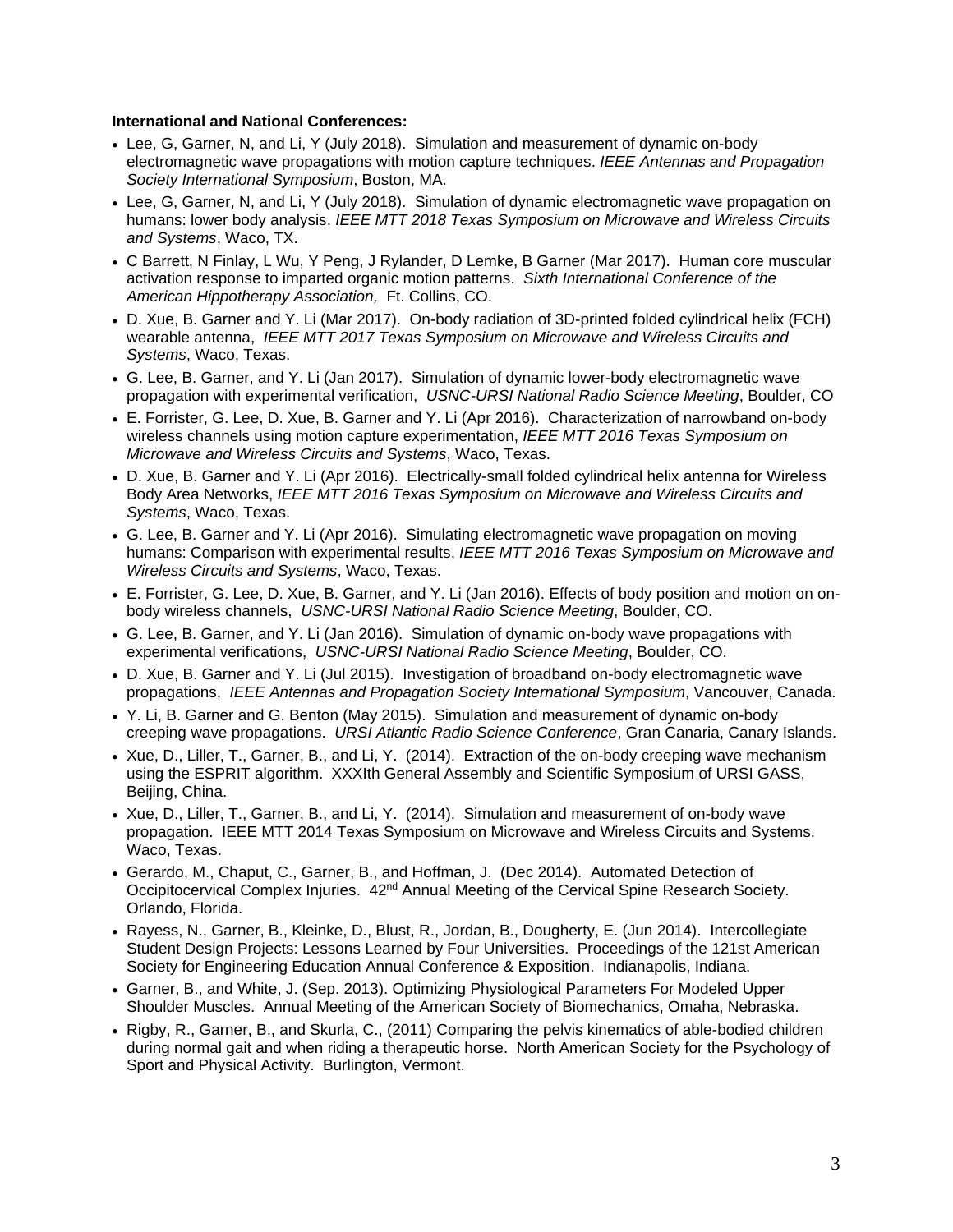**International and National Conferences:**

- Lee, G, Garner, N, and Li, Y (July 2018). Simulation and measurement of dynamic on-body electromagnetic wave propagations with motion capture techniques. *IEEE Antennas and Propagation Society International Symposium*, Boston, MA.
- Lee, G, Garner, N, and Li, Y (July 2018). Simulation of dynamic electromagnetic wave propagation on humans: lower body analysis. *IEEE MTT 2018 Texas Symposium on Microwave and Wireless Circuits and Systems*, Waco, TX.
- C Barrett, N Finlay, L Wu, Y Peng, J Rylander, D Lemke, B Garner (Mar 2017). Human core muscular activation response to imparted organic motion patterns. *Sixth International Conference of the American Hippotherapy Association,* Ft. Collins, CO.
- D. Xue, B. Garner and Y. Li (Mar 2017). On-body radiation of 3D-printed folded cylindrical helix (FCH) wearable antenna, *IEEE MTT 2017 Texas Symposium on Microwave and Wireless Circuits and Systems*, Waco, Texas.
- G. Lee, B. Garner, and Y. Li (Jan 2017). Simulation of dynamic lower-body electromagnetic wave propagation with experimental verification, *USNC-URSI National Radio Science Meeting*, Boulder, CO
- E. Forrister, G. Lee, D. Xue, B. Garner and Y. Li (Apr 2016). Characterization of narrowband on-body wireless channels using motion capture experimentation, *IEEE MTT 2016 Texas Symposium on Microwave and Wireless Circuits and Systems*, Waco, Texas.
- D. Xue, B. Garner and Y. Li (Apr 2016). Electrically-small folded cylindrical helix antenna for Wireless Body Area Networks, *IEEE MTT 2016 Texas Symposium on Microwave and Wireless Circuits and Systems*, Waco, Texas.
- G. Lee, B. Garner and Y. Li (Apr 2016). Simulating electromagnetic wave propagation on moving humans: Comparison with experimental results, *IEEE MTT 2016 Texas Symposium on Microwave and Wireless Circuits and Systems*, Waco, Texas.
- E. Forrister, G. Lee, D. Xue, B. Garner, and Y. Li (Jan 2016). Effects of body position and motion on on-body wireless channels, *USNC-URSI National Radio Science Meeting*, Boulder, CO.
- G. Lee, B. Garner, and Y. Li (Jan 2016). Simulation of dynamic on-body wave propagations with experimental verifications, *USNC-URSI National Radio Science Meeting*, Boulder, CO.
- D. Xue, B. Garner and Y. Li (Jul 2015). Investigation of broadband on-body electromagnetic wave propagations, *IEEE Antennas and Propagation Society International Symposium*, Vancouver, Canada.
- Y. Li, B. Garner and G. Benton (May 2015). Simulation and measurement of dynamic on-body creeping wave propagations. *URSI Atlantic Radio Science Conference*, Gran Canaria, Canary Islands.
- Xue, D., Liller, T., Garner, B., and Li, Y. (2014). Extraction of the on-body creeping wave mechanism using the ESPRIT algorithm. XXXIth General Assembly and Scientific Symposium of URSI GASS, Beijing, China.
- Xue, D., Liller, T., Garner, B., and Li, Y. (2014). Simulation and measurement of on-body wave propagation. IEEE MTT 2014 Texas Symposium on Microwave and Wireless Circuits and Systems. Waco, Texas.
- Gerardo, M., Chaput, C., Garner, B., and Hoffman, J. (Dec 2014). Automated Detection of Occipitocervical Complex Injuries. 42nd Annual Meeting of the Cervical Spine Research Society. Orlando, Florida.
- Rayess, N., Garner, B., Kleinke, D., Blust, R., Jordan, B., Dougherty, E. (Jun 2014). Intercollegiate Student Design Projects: Lessons Learned by Four Universities. Proceedings of the 121st American Society for Engineering Education Annual Conference & Exposition. Indianapolis, Indiana.
- Garner, B., and White, J. (Sep. 2013). Optimizing Physiological Parameters For Modeled Upper Shoulder Muscles. Annual Meeting of the American Society of Biomechanics, Omaha, Nebraska.
- Rigby, R., Garner, B., and Skurla, C., (2011) Comparing the pelvis kinematics of able-bodied children during normal gait and when riding a therapeutic horse. North American Society for the Psychology of Sport and Physical Activity. Burlington, Vermont.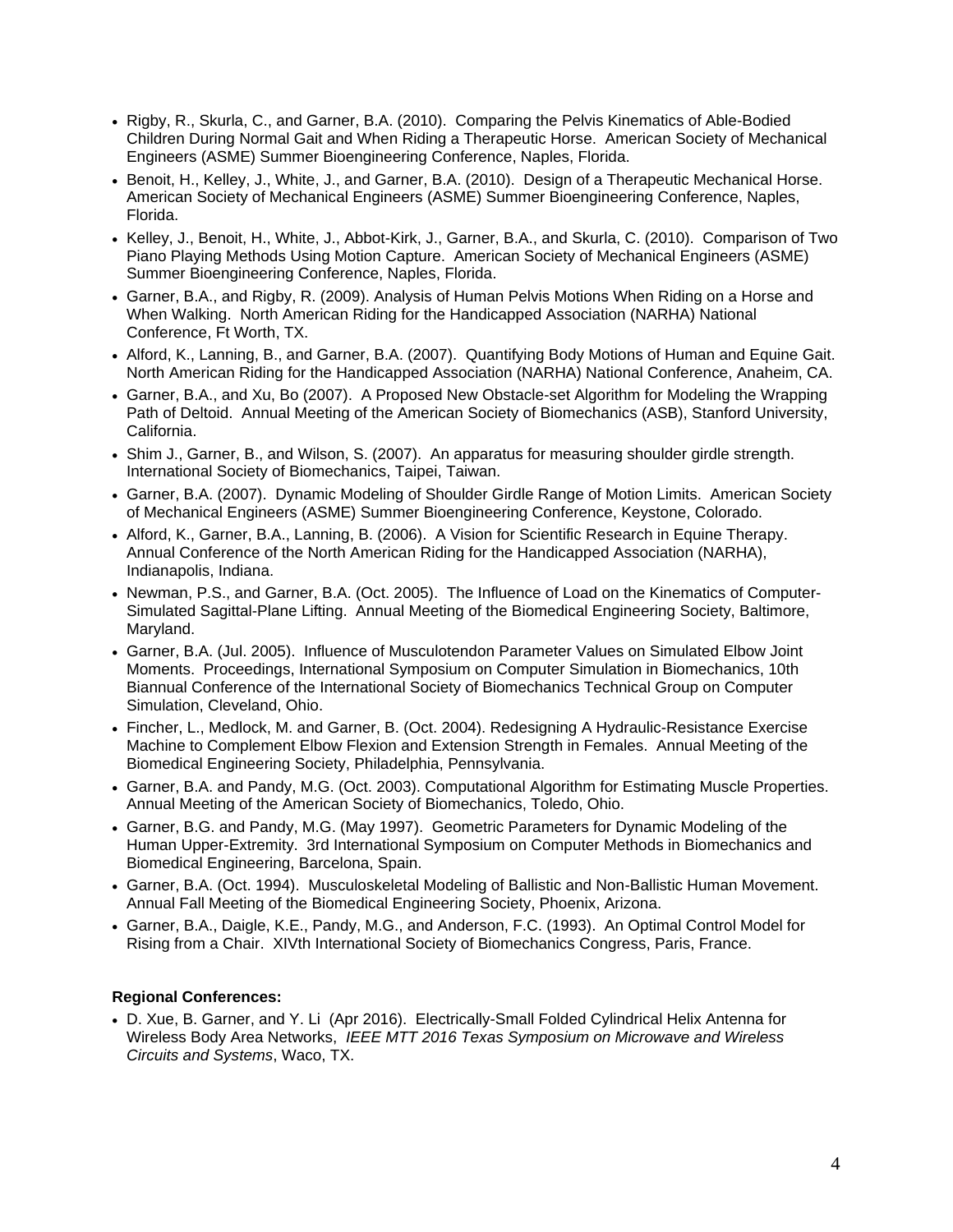- Rigby, R., Skurla, C., and Garner, B.A. (2010). Comparing the Pelvis Kinematics of Able-Bodied Children During Normal Gait and When Riding a Therapeutic Horse. American Society of Mechanical Engineers (ASME) Summer Bioengineering Conference, Naples, Florida.
- Benoit, H., Kelley, J., White, J., and Garner, B.A. (2010). Design of a Therapeutic Mechanical Horse. American Society of Mechanical Engineers (ASME) Summer Bioengineering Conference, Naples, Florida.
- Kelley, J., Benoit, H., White, J., Abbot-Kirk, J., Garner, B.A., and Skurla, C. (2010). Comparison of Two Piano Playing Methods Using Motion Capture. American Society of Mechanical Engineers (ASME) Summer Bioengineering Conference, Naples, Florida.
- Garner, B.A., and Rigby, R. (2009). Analysis of Human Pelvis Motions When Riding on a Horse and When Walking. North American Riding for the Handicapped Association (NARHA) National Conference, Ft Worth, TX.
- Alford, K., Lanning, B., and Garner, B.A. (2007). Quantifying Body Motions of Human and Equine Gait. North American Riding for the Handicapped Association (NARHA) National Conference, Anaheim, CA.
- Garner, B.A., and Xu, Bo (2007). A Proposed New Obstacle-set Algorithm for Modeling the Wrapping Path of Deltoid. Annual Meeting of the American Society of Biomechanics (ASB), Stanford University, California.
- Shim J., Garner, B., and Wilson, S. (2007). An apparatus for measuring shoulder girdle strength. International Society of Biomechanics, Taipei, Taiwan.
- Garner, B.A. (2007). Dynamic Modeling of Shoulder Girdle Range of Motion Limits. American Society of Mechanical Engineers (ASME) Summer Bioengineering Conference, Keystone, Colorado.
- Alford, K., Garner, B.A., Lanning, B. (2006). A Vision for Scientific Research in Equine Therapy. Annual Conference of the North American Riding for the Handicapped Association (NARHA), Indianapolis, Indiana.
- Newman, P.S., and Garner, B.A. (Oct. 2005). The Influence of Load on the Kinematics of Computer-Simulated Sagittal-Plane Lifting. Annual Meeting of the Biomedical Engineering Society, Baltimore, Maryland.
- Garner, B.A. (Jul. 2005). Influence of Musculotendon Parameter Values on Simulated Elbow Joint Moments. Proceedings, International Symposium on Computer Simulation in Biomechanics, 10th Biannual Conference of the International Society of Biomechanics Technical Group on Computer Simulation, Cleveland, Ohio.
- Fincher, L., Medlock, M. and Garner, B. (Oct. 2004). Redesigning A Hydraulic-Resistance Exercise Machine to Complement Elbow Flexion and Extension Strength in Females. Annual Meeting of the Biomedical Engineering Society, Philadelphia, Pennsylvania.
- Garner, B.A. and Pandy, M.G. (Oct. 2003). Computational Algorithm for Estimating Muscle Properties. Annual Meeting of the American Society of Biomechanics, Toledo, Ohio.
- Garner, B.G. and Pandy, M.G. (May 1997). Geometric Parameters for Dynamic Modeling of the Human Upper-Extremity. 3rd International Symposium on Computer Methods in Biomechanics and Biomedical Engineering, Barcelona, Spain.
- Garner, B.A. (Oct. 1994). Musculoskeletal Modeling of Ballistic and Non-Ballistic Human Movement. Annual Fall Meeting of the Biomedical Engineering Society, Phoenix, Arizona.
- Garner, B.A., Daigle, K.E., Pandy, M.G., and Anderson, F.C. (1993). An Optimal Control Model for Rising from a Chair. XIVth International Society of Biomechanics Congress, Paris, France.

**Regional Conferences:**

- D. Xue, B. Garner, and Y. Li (Apr 2016). Electrically-Small Folded Cylindrical Helix Antenna for Wireless Body Area Networks, *IEEE MTT 2016 Texas Symposium on Microwave and Wireless Circuits and Systems*, Waco, TX.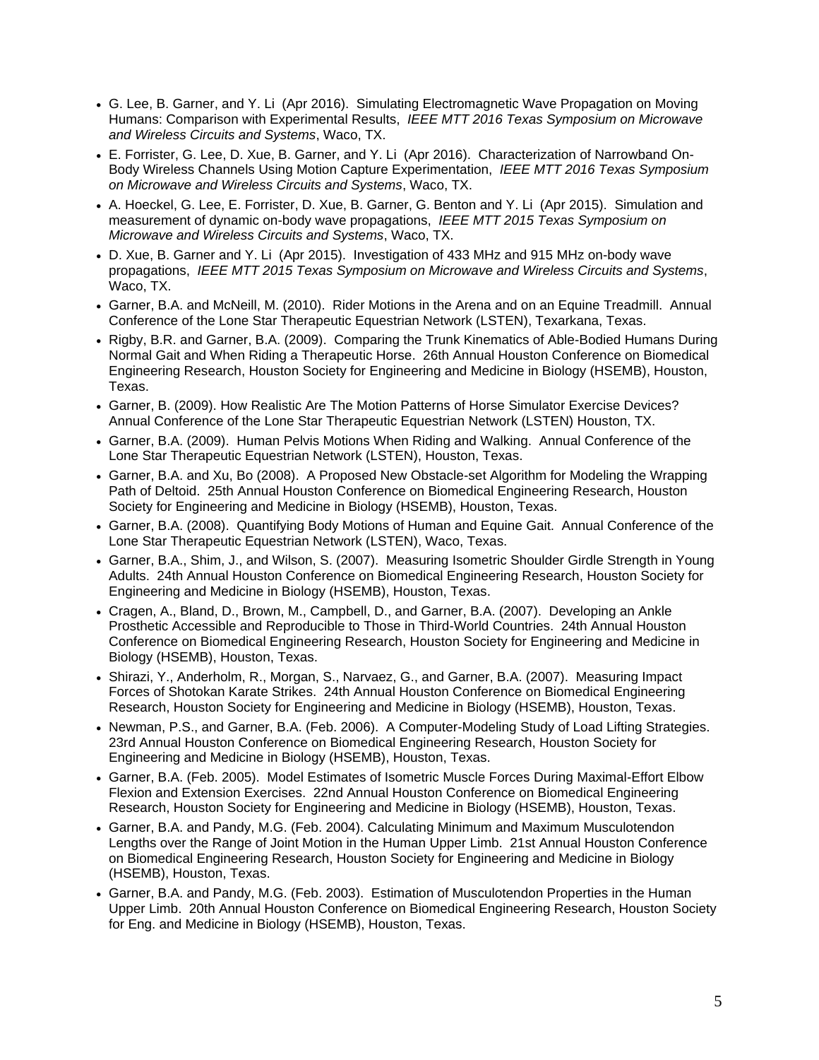- G. Lee, B. Garner, and Y. Li (Apr 2016). Simulating Electromagnetic Wave Propagation on Moving Humans: Comparison with Experimental Results, *IEEE MTT 2016 Texas Symposium on Microwave and Wireless Circuits and Systems*, Waco, TX.
- E. Forrister, G. Lee, D. Xue, B. Garner, and Y. Li (Apr 2016). Characterization of Narrowband On-Body Wireless Channels Using Motion Capture Experimentation, *IEEE MTT 2016 Texas Symposium on Microwave and Wireless Circuits and Systems*, Waco, TX.
- A. Hoeckel, G. Lee, E. Forrister, D. Xue, B. Garner, G. Benton and Y. Li (Apr 2015). Simulation and measurement of dynamic on-body wave propagations, *IEEE MTT 2015 Texas Symposium on Microwave and Wireless Circuits and Systems*, Waco, TX.
- D. Xue, B. Garner and Y. Li (Apr 2015). Investigation of 433 MHz and 915 MHz on-body wave propagations, *IEEE MTT 2015 Texas Symposium on Microwave and Wireless Circuits and Systems*, Waco, TX.
- Garner, B.A. and McNeill, M. (2010). Rider Motions in the Arena and on an Equine Treadmill. Annual Conference of the Lone Star Therapeutic Equestrian Network (LSTEN), Texarkana, Texas.
- Rigby, B.R. and Garner, B.A. (2009). Comparing the Trunk Kinematics of Able-Bodied Humans During Normal Gait and When Riding a Therapeutic Horse. 26th Annual Houston Conference on Biomedical Engineering Research, Houston Society for Engineering and Medicine in Biology (HSEMB), Houston, Texas.
- Garner, B. (2009). How Realistic Are The Motion Patterns of Horse Simulator Exercise Devices? Annual Conference of the Lone Star Therapeutic Equestrian Network (LSTEN) Houston, TX.
- Garner, B.A. (2009). Human Pelvis Motions When Riding and Walking. Annual Conference of the Lone Star Therapeutic Equestrian Network (LSTEN), Houston, Texas.
- Garner, B.A. and Xu, Bo (2008). A Proposed New Obstacle-set Algorithm for Modeling the Wrapping Path of Deltoid. 25th Annual Houston Conference on Biomedical Engineering Research, Houston Society for Engineering and Medicine in Biology (HSEMB), Houston, Texas.
- Garner, B.A. (2008). Quantifying Body Motions of Human and Equine Gait. Annual Conference of the Lone Star Therapeutic Equestrian Network (LSTEN), Waco, Texas.
- Garner, B.A., Shim, J., and Wilson, S. (2007). Measuring Isometric Shoulder Girdle Strength in Young Adults. 24th Annual Houston Conference on Biomedical Engineering Research, Houston Society for Engineering and Medicine in Biology (HSEMB), Houston, Texas.
- Cragen, A., Bland, D., Brown, M., Campbell, D., and Garner, B.A. (2007). Developing an Ankle Prosthetic Accessible and Reproducible to Those in Third-World Countries. 24th Annual Houston Conference on Biomedical Engineering Research, Houston Society for Engineering and Medicine in Biology (HSEMB), Houston, Texas.
- Shirazi, Y., Anderholm, R., Morgan, S., Narvaez, G., and Garner, B.A. (2007). Measuring Impact Forces of Shotokan Karate Strikes. 24th Annual Houston Conference on Biomedical Engineering Research, Houston Society for Engineering and Medicine in Biology (HSEMB), Houston, Texas.
- Newman, P.S., and Garner, B.A. (Feb. 2006). A Computer-Modeling Study of Load Lifting Strategies. 23rd Annual Houston Conference on Biomedical Engineering Research, Houston Society for Engineering and Medicine in Biology (HSEMB), Houston, Texas.
- Garner, B.A. (Feb. 2005). Model Estimates of Isometric Muscle Forces During Maximal-Effort Elbow Flexion and Extension Exercises. 22nd Annual Houston Conference on Biomedical Engineering Research, Houston Society for Engineering and Medicine in Biology (HSEMB), Houston, Texas.
- Garner, B.A. and Pandy, M.G. (Feb. 2004). Calculating Minimum and Maximum Musculotendon Lengths over the Range of Joint Motion in the Human Upper Limb. 21st Annual Houston Conference on Biomedical Engineering Research, Houston Society for Engineering and Medicine in Biology (HSEMB), Houston, Texas.
- Garner, B.A. and Pandy, M.G. (Feb. 2003). Estimation of Musculotendon Properties in the Human Upper Limb. 20th Annual Houston Conference on Biomedical Engineering Research, Houston Society for Eng. and Medicine in Biology (HSEMB), Houston, Texas.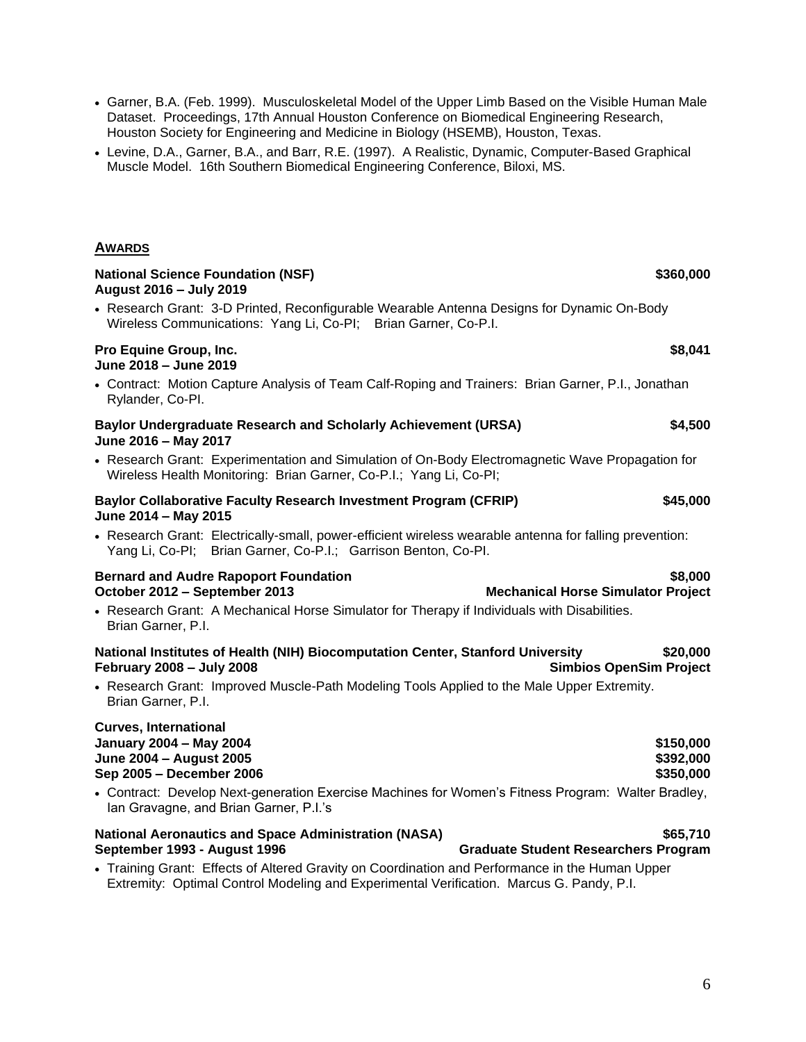- Garner, B.A. (Feb. 1999). Musculoskeletal Model of the Upper Limb Based on the Visible Human Male Dataset. Proceedings, 17th Annual Houston Conference on Biomedical Engineering Research, Houston Society for Engineering and Medicine in Biology (HSEMB), Houston, Texas.
- Levine, D.A., Garner, B.A., and Barr, R.E. (1997). A Realistic, Dynamic, Computer-Based Graphical Muscle Model. 16th Southern Biomedical Engineering Conference, Biloxi, MS.

## AWARDS

**National Science Foundation (NSF)** **$360,000**
**August 2016 – July 2019**

- Research Grant: 3-D Printed, Reconfigurable Wearable Antenna Designs for Dynamic On-Body Wireless Communications: Yang Li, Co-PI; Brian Garner, Co-P.I.

**Pro Equine Group, Inc.** **$8,041**
**June 2018 – June 2019**

- Contract: Motion Capture Analysis of Team Calf-Roping and Trainers: Brian Garner, P.I., Jonathan Rylander, Co-PI.

**Baylor Undergraduate Research and Scholarly Achievement (URSA)** **$4,500**
**June 2016 – May 2017**

- Research Grant: Experimentation and Simulation of On-Body Electromagnetic Wave Propagation for Wireless Health Monitoring: Brian Garner, Co-P.I.; Yang Li, Co-PI;

**Baylor Collaborative Faculty Research Investment Program (CFRIP)** **$45,000**
**June 2014 – May 2015**

- Research Grant: Electrically-small, power-efficient wireless wearable antenna for falling prevention: Yang Li, Co-PI; Brian Garner, Co-P.I.; Garrison Benton, Co-PI.

**Bernard and Audre Rapoport Foundation** **$8,000**
**October 2012 – September 2013** **Mechanical Horse Simulator Project**

- Research Grant: A Mechanical Horse Simulator for Therapy if Individuals with Disabilities. Brian Garner, P.I.

**National Institutes of Health (NIH) Biocomputation Center, Stanford University** **$20,000**
**February 2008 – July 2008** **Simbios OpenSim Project**

- Research Grant: Improved Muscle-Path Modeling Tools Applied to the Male Upper Extremity. Brian Garner, P.I.

**Curves, International**
**January 2004 – May 2004** **$150,000**
**June 2004 – August 2005** **$392,000**
**Sep 2005 – December 2006** **$350,000**

- Contract: Develop Next-generation Exercise Machines for Women's Fitness Program: Walter Bradley, Ian Gravagne, and Brian Garner, P.I.'s

**National Aeronautics and Space Administration (NASA)** **$65,710**
**September 1993 - August 1996** **Graduate Student Researchers Program**

- Training Grant: Effects of Altered Gravity on Coordination and Performance in the Human Upper Extremity: Optimal Control Modeling and Experimental Verification. Marcus G. Pandy, P.I.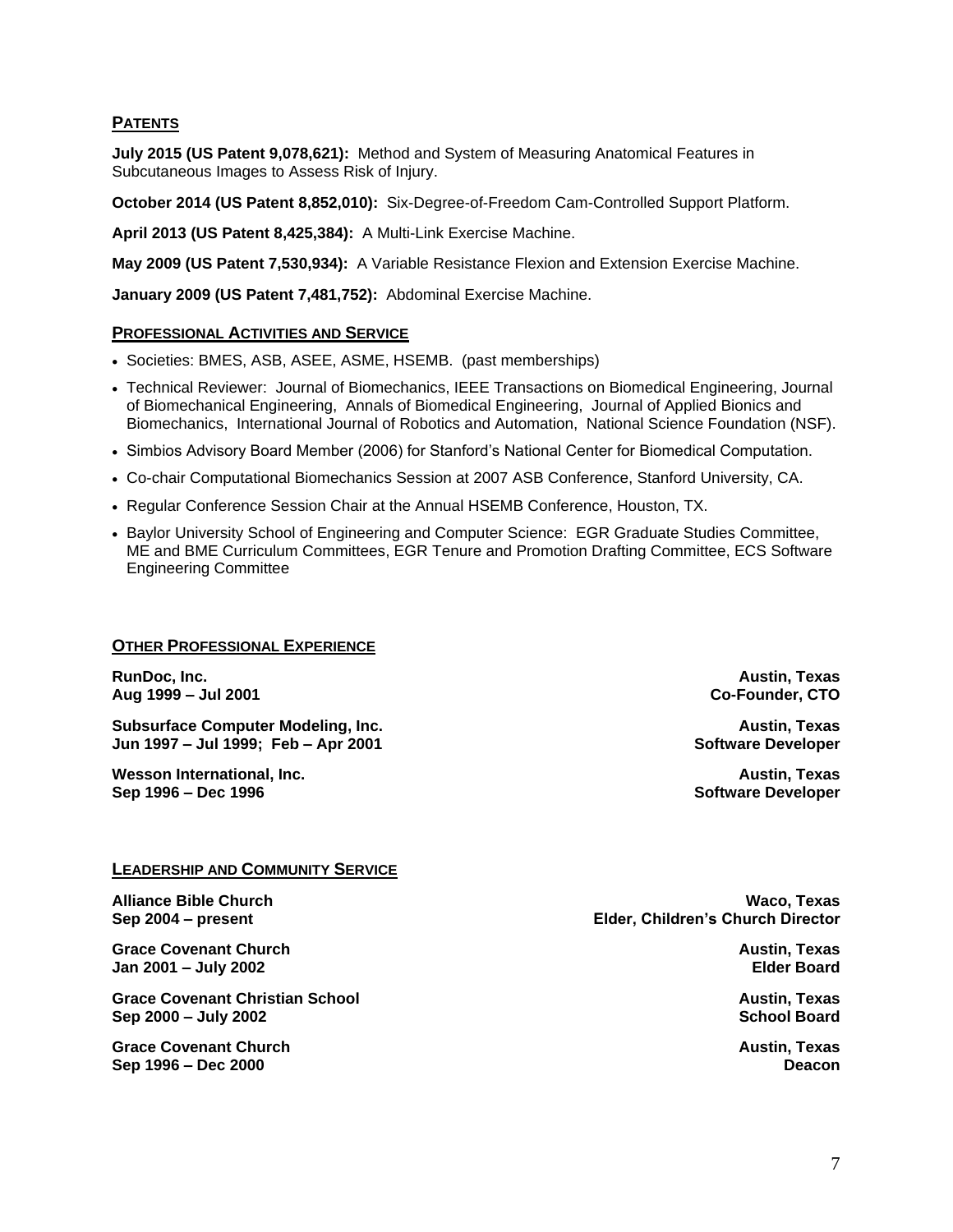## PATENTS

**July 2015 (US Patent 9,078,621):** Method and System of Measuring Anatomical Features in Subcutaneous Images to Assess Risk of Injury.

**October 2014 (US Patent 8,852,010):** Six-Degree-of-Freedom Cam-Controlled Support Platform.

**April 2013 (US Patent 8,425,384):** A Multi-Link Exercise Machine.

**May 2009 (US Patent 7,530,934):** A Variable Resistance Flexion and Extension Exercise Machine.

**January 2009 (US Patent 7,481,752):** Abdominal Exercise Machine.

## PROFESSIONAL ACTIVITIES AND SERVICE

- Societies: BMES, ASB, ASEE, ASME, HSEMB. (past memberships)
- Technical Reviewer: Journal of Biomechanics, IEEE Transactions on Biomedical Engineering, Journal of Biomechanical Engineering, Annals of Biomedical Engineering, Journal of Applied Bionics and Biomechanics, International Journal of Robotics and Automation, National Science Foundation (NSF).
- Simbios Advisory Board Member (2006) for Stanford's National Center for Biomedical Computation.
- Co-chair Computational Biomechanics Session at 2007 ASB Conference, Stanford University, CA.
- Regular Conference Session Chair at the Annual HSEMB Conference, Houston, TX.
- Baylor University School of Engineering and Computer Science: EGR Graduate Studies Committee, ME and BME Curriculum Committees, EGR Tenure and Promotion Drafting Committee, ECS Software Engineering Committee

## OTHER PROFESSIONAL EXPERIENCE

**RunDoc, Inc.** — **Austin, Texas**
**Aug 1999 – Jul 2001** — **Co-Founder, CTO**

**Subsurface Computer Modeling, Inc.** — **Austin, Texas**
**Jun 1997 – Jul 1999; Feb – Apr 2001** — **Software Developer**

**Wesson International, Inc.** — **Austin, Texas**
**Sep 1996 – Dec 1996** — **Software Developer**

## LEADERSHIP AND COMMUNITY SERVICE

**Alliance Bible Church** — **Waco, Texas**
**Sep 2004 – present** — **Elder, Children's Church Director**

**Grace Covenant Church** — **Austin, Texas**
**Jan 2001 – July 2002** — **Elder Board**

**Grace Covenant Christian School** — **Austin, Texas**
**Sep 2000 – July 2002** — **School Board**

**Grace Covenant Church** — **Austin, Texas**
**Sep 1996 – Dec 2000** — **Deacon**